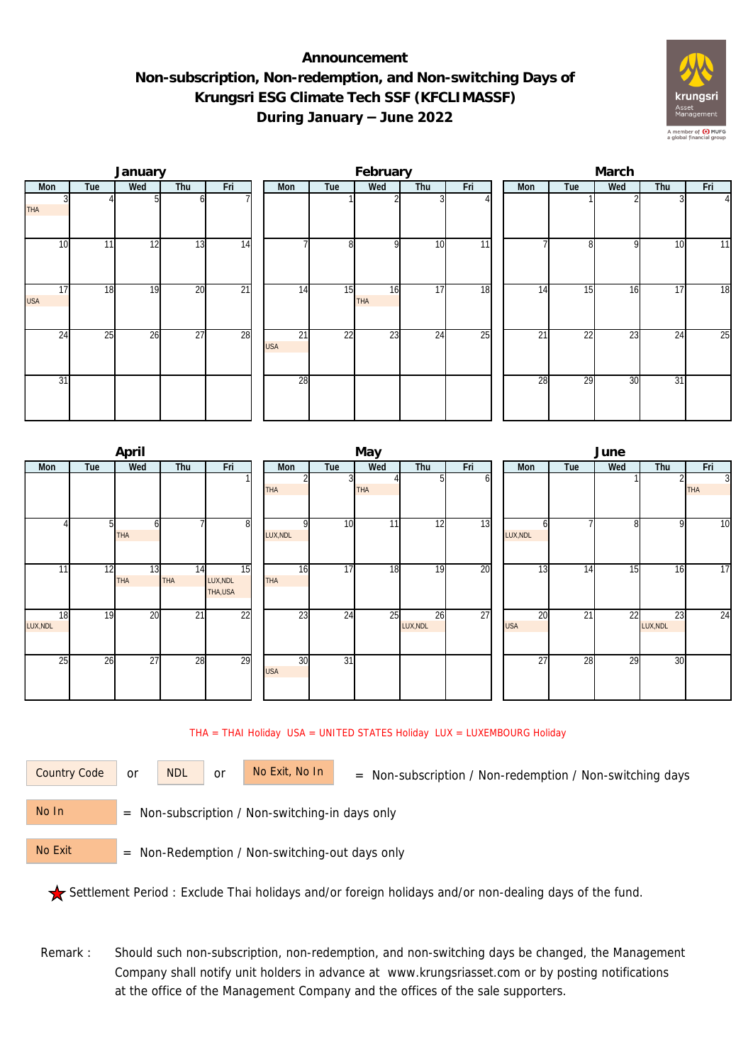# Announcement
## Non-subscription, Non-redemption, and Non-switching Days of Krungsri ESG Climate Tech SSF (KFCLIMASSF) During January – June 2022

### January

| Mon | Tue | Wed | Thu | Fri |
|---|---|---|---|---|
| 3 THA | 4 | 5 | 6 | 7 |
| 10 | 11 | 12 | 13 | 14 |
| 17 USA | 18 | 19 | 20 | 21 |
| 24 | 25 | 26 | 27 | 28 |
| 31 | | | | |

### February

| Mon | Tue | Wed | Thu | Fri |
|---|---|---|---|---|
| | 1 | 2 | 3 | 4 |
| 7 | 8 | 9 | 10 | 11 |
| 14 | 15 | 16 THA | 17 | 18 |
| 21 USA | 22 | 23 | 24 | 25 |
| 28 | | | | |

### March

| Mon | Tue | Wed | Thu | Fri |
|---|---|---|---|---|
| | 1 | 2 | 3 | 4 |
| 7 | 8 | 9 | 10 | 11 |
| 14 | 15 | 16 | 17 | 18 |
| 21 | 22 | 23 | 24 | 25 |
| 28 | 29 | 30 | 31 | |

### April

| Mon | Tue | Wed | Thu | Fri |
|---|---|---|---|---|
| | | | | 1 |
| 4 | 5 | 6 THA | 7 | 8 |
| 11 | 12 | 13 THA | 14 THA | 15 LUX,NDL THA,USA |
| 18 LUX,NDL | 19 | 20 | 21 | 22 |
| 25 | 26 | 27 | 28 | 29 |

### May

| Mon | Tue | Wed | Thu | Fri |
|---|---|---|---|---|
| 2 THA | 3 | 4 THA | 5 | 6 |
| 9 LUX,NDL | 10 | 11 | 12 | 13 |
| 16 THA | 17 | 18 | 19 | 20 |
| 23 | 24 | 25 | 26 LUX,NDL | 27 |
| 30 USA | 31 | | | |

### June

| Mon | Tue | Wed | Thu | Fri |
|---|---|---|---|---|
| | | 1 | 2 | 3 THA |
| 6 LUX,NDL | 7 | 8 | 9 | 10 |
| 13 | 14 | 15 | 16 | 17 |
| 20 USA | 21 | 22 | 23 LUX,NDL | 24 |
| 27 | 28 | 29 | 30 | |

THA = THAI Holiday USA = UNITED STATES Holiday LUX = LUXEMBOURG Holiday

Country Code or NDL or No Exit, No In = Non-subscription / Non-redemption / Non-switching days

No In = Non-subscription / Non-switching-in days only

No Exit = Non-Redemption / Non-switching-out days only

★ Settlement Period : Exclude Thai holidays and/or foreign holidays and/or non-dealing days of the fund.

Remark : Should such non-subscription, non-redemption, and non-switching days be changed, the Management Company shall notify unit holders in advance at www.krungsriasset.com or by posting notifications at the office of the Management Company and the offices of the sale supporters.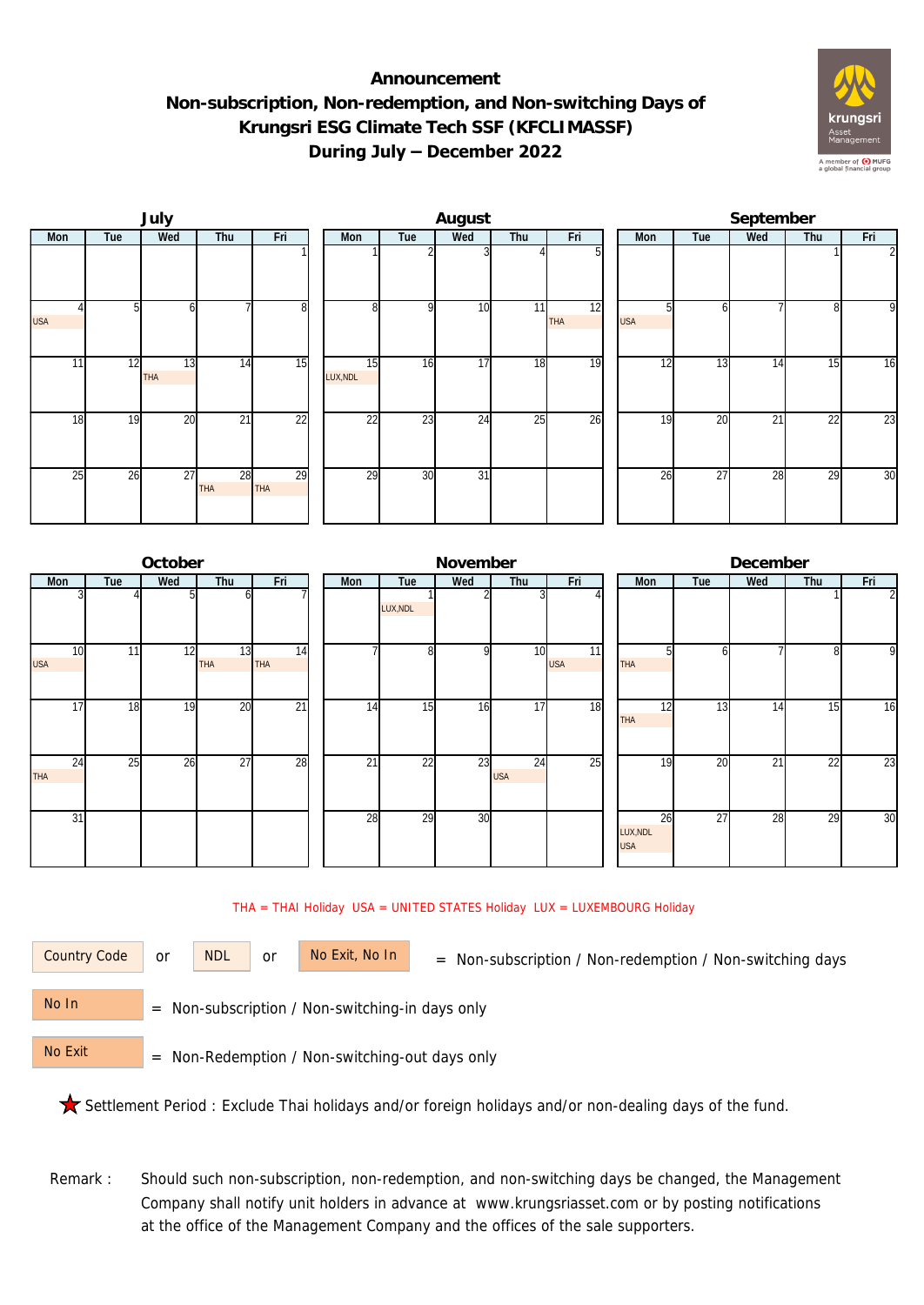# Announcement
## Non-subscription, Non-redemption, and Non-switching Days of Krungsri ESG Climate Tech SSF (KFCLIMASSF) During July – December 2022

### July

| Mon | Tue | Wed | Thu | Fri |
|---|---|---|---|---|
| | | | | 1 |
| 4 USA | 5 | 6 | 7 | 8 |
| 11 | 12 | 13 THA | 14 | 15 |
| 18 | 19 | 20 | 21 | 22 |
| 25 | 26 | 27 | 28 THA | 29 THA |

### August

| Mon | Tue | Wed | Thu | Fri |
|---|---|---|---|---|
| 1 | 2 | 3 | 4 | 5 |
| 8 | 9 | 10 | 11 | 12 THA |
| 15 LUX,NDL | 16 | 17 | 18 | 19 |
| 22 | 23 | 24 | 25 | 26 |
| 29 | 30 | 31 | | |

### September

| Mon | Tue | Wed | Thu | Fri |
|---|---|---|---|---|
| | | | 1 | 2 |
| 5 USA | 6 | 7 | 8 | 9 |
| 12 | 13 | 14 | 15 | 16 |
| 19 | 20 | 21 | 22 | 23 |
| 26 | 27 | 28 | 29 | 30 |

### October

| Mon | Tue | Wed | Thu | Fri |
|---|---|---|---|---|
| 3 | 4 | 5 | 6 | 7 |
| 10 USA | 11 | 12 | 13 THA | 14 THA |
| 17 | 18 | 19 | 20 | 21 |
| 24 THA | 25 | 26 | 27 | 28 |
| 31 | | | | |

### November

| Mon | Tue | Wed | Thu | Fri |
|---|---|---|---|---|
| | 1 LUX,NDL | 2 | 3 | 4 |
| 7 | 8 | 9 | 10 | 11 USA |
| 14 | 15 | 16 | 17 | 18 |
| 21 | 22 | 23 | 24 USA | 25 |
| 28 | 29 | 30 | | |

### December

| Mon | Tue | Wed | Thu | Fri |
|---|---|---|---|---|
| | | | 1 | 2 |
| 5 THA | 6 | 7 | 8 | 9 |
| 12 THA | 13 | 14 | 15 | 16 |
| 19 | 20 | 21 | 22 | 23 |
| 26 LUX,NDL USA | 27 | 28 | 29 | 30 |

THA = THAI Holiday USA = UNITED STATES Holiday LUX = LUXEMBOURG Holiday

Country Code or NDL or No Exit, No In = Non-subscription / Non-redemption / Non-switching days

No In = Non-subscription / Non-switching-in days only

No Exit = Non-Redemption / Non-switching-out days only

★ Settlement Period : Exclude Thai holidays and/or foreign holidays and/or non-dealing days of the fund.

Remark : Should such non-subscription, non-redemption, and non-switching days be changed, the Management Company shall notify unit holders in advance at www.krungsriasset.com or by posting notifications at the office of the Management Company and the offices of the sale supporters.